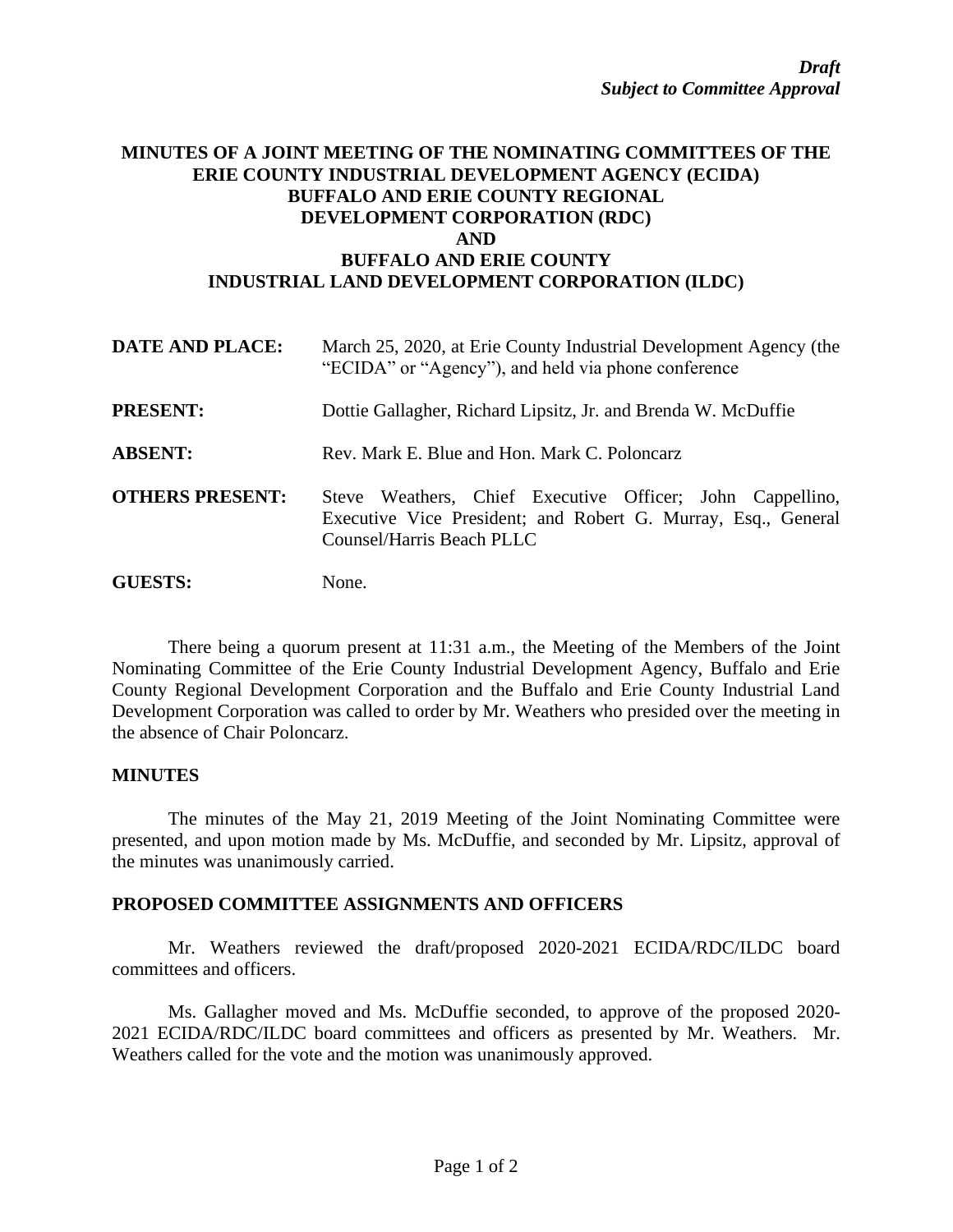***Draft***
***Subject to Committee Approval***

# MINUTES OF A JOINT MEETING OF THE NOMINATING COMMITTEES OF THE ERIE COUNTY INDUSTRIAL DEVELOPMENT AGENCY (ECIDA) BUFFALO AND ERIE COUNTY REGIONAL DEVELOPMENT CORPORATION (RDC) AND BUFFALO AND ERIE COUNTY INDUSTRIAL LAND DEVELOPMENT CORPORATION (ILDC)

**DATE AND PLACE:** March 25, 2020, at Erie County Industrial Development Agency (the "ECIDA" or "Agency"), and held via phone conference

**PRESENT:** Dottie Gallagher, Richard Lipsitz, Jr. and Brenda W. McDuffie

**ABSENT:** Rev. Mark E. Blue and Hon. Mark C. Poloncarz

**OTHERS PRESENT:** Steve Weathers, Chief Executive Officer; John Cappellino, Executive Vice President; and Robert G. Murray, Esq., General Counsel/Harris Beach PLLC

**GUESTS:** None.

There being a quorum present at 11:31 a.m., the Meeting of the Members of the Joint Nominating Committee of the Erie County Industrial Development Agency, Buffalo and Erie County Regional Development Corporation and the Buffalo and Erie County Industrial Land Development Corporation was called to order by Mr. Weathers who presided over the meeting in the absence of Chair Poloncarz.

## MINUTES

The minutes of the May 21, 2019 Meeting of the Joint Nominating Committee were presented, and upon motion made by Ms. McDuffie, and seconded by Mr. Lipsitz, approval of the minutes was unanimously carried.

## PROPOSED COMMITTEE ASSIGNMENTS AND OFFICERS

Mr. Weathers reviewed the draft/proposed 2020-2021 ECIDA/RDC/ILDC board committees and officers.

Ms. Gallagher moved and Ms. McDuffie seconded, to approve of the proposed 2020-2021 ECIDA/RDC/ILDC board committees and officers as presented by Mr. Weathers. Mr. Weathers called for the vote and the motion was unanimously approved.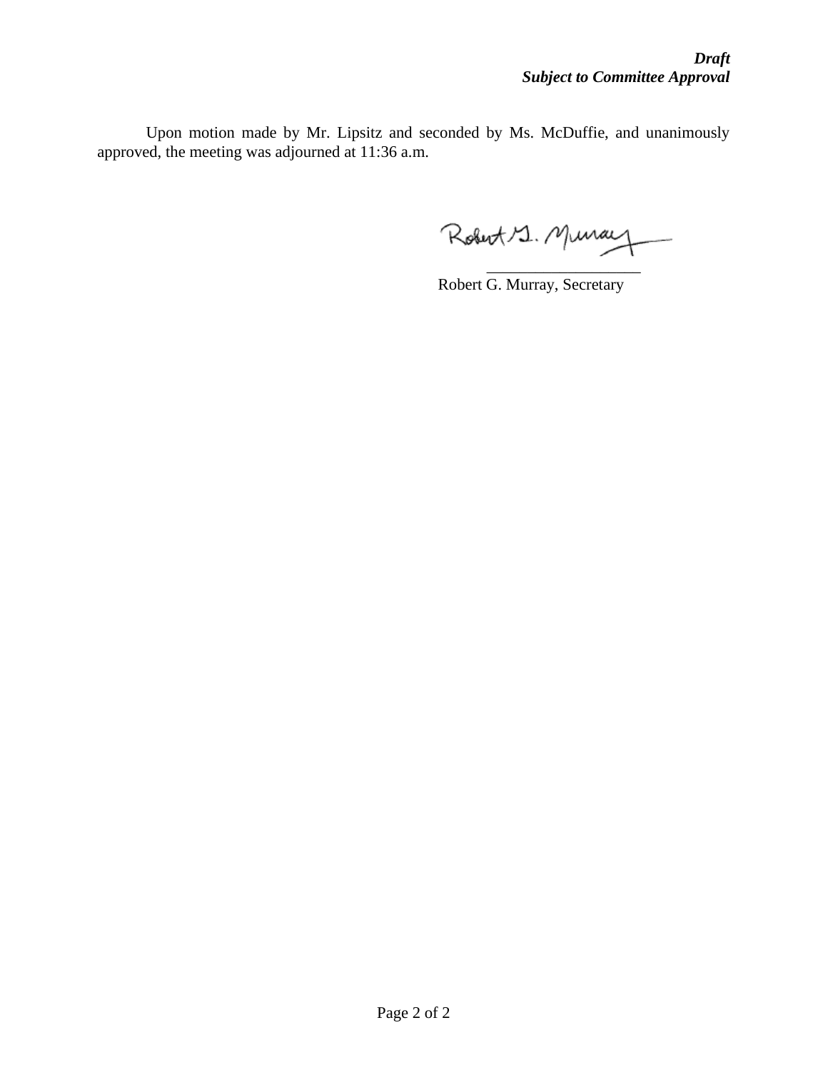***Draft***
***Subject to Committee Approval***

Upon motion made by Mr. Lipsitz and seconded by Ms. McDuffie, and unanimously approved, the meeting was adjourned at 11:36 a.m.

Robert G. Murray, Secretary